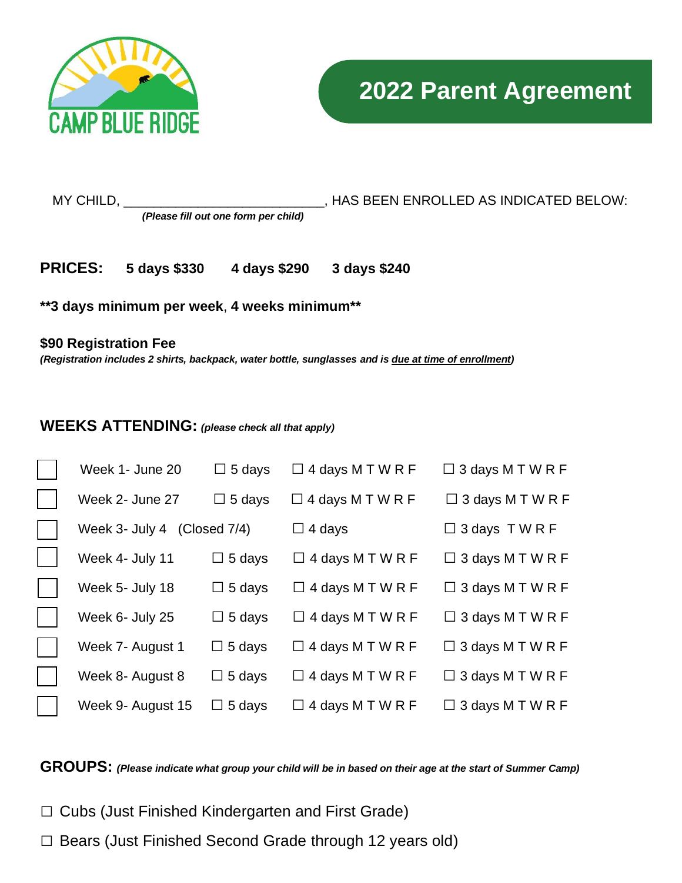CAMP BLUE RIDGE

# 2022 Parent Agreement

MY CHILD, ___________________________, HAS BEEN ENROLLED AS INDICATED BELOW:
***(Please fill out one form per child)***

**PRICES: 5 days $330 4 days $290 3 days $240**

****3 days minimum per week, 4 weeks minimum****

**$90 Registration Fee**
***(Registration includes 2 shirts, backpack, water bottle, sunglasses and is due at time of enrollment)***

## WEEKS ATTENDING: *(please check all that apply)*

| | Week | 5 days | 4 days | 3 days |
|---|---|---|---|---|
| ☐ | Week 1- June 20 | ☐ 5 days | ☐ 4 days M T W R F | ☐ 3 days M T W R F |
| ☐ | Week 2- June 27 | ☐ 5 days | ☐ 4 days M T W R F | ☐ 3 days M T W R F |
| ☐ | Week 3- July 4 (Closed 7/4) | | ☐ 4 days | ☐ 3 days T W R F |
| ☐ | Week 4- July 11 | ☐ 5 days | ☐ 4 days M T W R F | ☐ 3 days M T W R F |
| ☐ | Week 5- July 18 | ☐ 5 days | ☐ 4 days M T W R F | ☐ 3 days M T W R F |
| ☐ | Week 6- July 25 | ☐ 5 days | ☐ 4 days M T W R F | ☐ 3 days M T W R F |
| ☐ | Week 7- August 1 | ☐ 5 days | ☐ 4 days M T W R F | ☐ 3 days M T W R F |
| ☐ | Week 8- August 8 | ☐ 5 days | ☐ 4 days M T W R F | ☐ 3 days M T W R F |
| ☐ | Week 9- August 15 | ☐ 5 days | ☐ 4 days M T W R F | ☐ 3 days M T W R F |

## GROUPS: *(Please indicate what group your child will be in based on their age at the start of Summer Camp)*

☐ Cubs (Just Finished Kindergarten and First Grade)

☐ Bears (Just Finished Second Grade through 12 years old)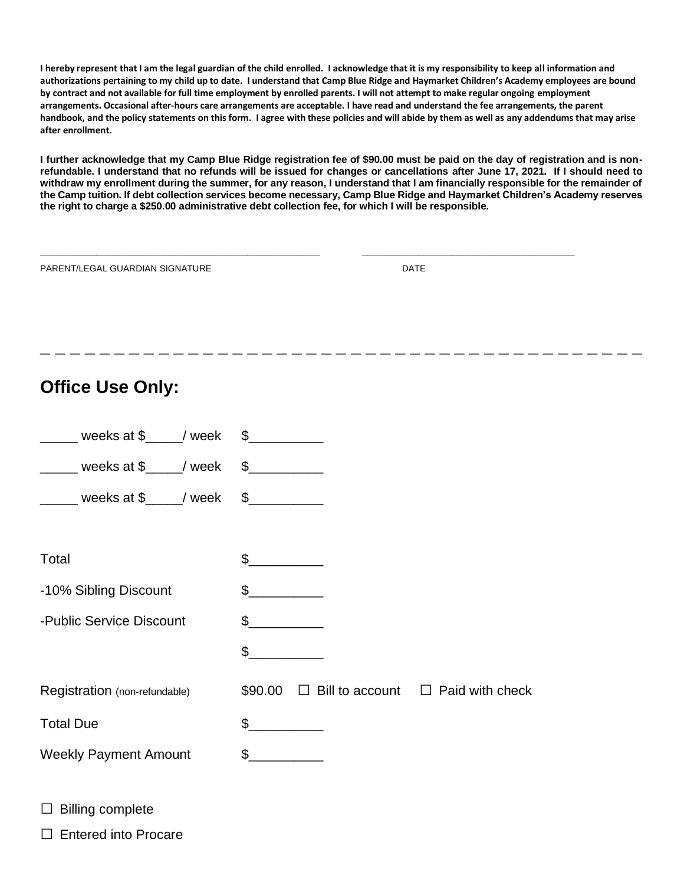**I hereby represent that I am the legal guardian of the child enrolled. I acknowledge that it is my responsibility to keep all information and authorizations pertaining to my child up to date. I understand that Camp Blue Ridge and Haymarket Children's Academy employees are bound by contract and not available for full time employment by enrolled parents. I will not attempt to make regular ongoing employment arrangements. Occasional after-hours care arrangements are acceptable. I have read and understand the fee arrangements, the parent handbook, and the policy statements on this form. I agree with these policies and will abide by them as well as any addendums that may arise after enrollment.**

**I further acknowledge that my Camp Blue Ridge registration fee of $90.00 must be paid on the day of registration and is non-refundable. I understand that no refunds will be issued for changes or cancellations after June 17, 2021. If I should need to withdraw my enrollment during the summer, for any reason, I understand that I am financially responsible for the remainder of the Camp tuition. If debt collection services become necessary, Camp Blue Ridge and Haymarket Children's Academy reserves the right to charge a $250.00 administrative debt collection fee, for which I will be responsible.**

_______________________________________________ &nbsp;&nbsp;&nbsp;&nbsp; ____________________________________

PARENT/LEGAL GUARDIAN SIGNATURE &nbsp;&nbsp;&nbsp;&nbsp;&nbsp;&nbsp;&nbsp;&nbsp;&nbsp;&nbsp;&nbsp;&nbsp;&nbsp;&nbsp;&nbsp;&nbsp;&nbsp;&nbsp;&nbsp;&nbsp; DATE

---

## Office Use Only:

_____ weeks at $_____/ week &nbsp;&nbsp; $__________

_____ weeks at $_____/ week &nbsp;&nbsp; $__________

_____ weeks at $_____/ week &nbsp;&nbsp; $__________

Total &nbsp;&nbsp; $__________

-10% Sibling Discount &nbsp;&nbsp; $__________

-Public Service Discount &nbsp;&nbsp; $__________

$__________

Registration (non-refundable) &nbsp;&nbsp; $90.00 &nbsp; ☐ Bill to account &nbsp; ☐ Paid with check

Total Due &nbsp;&nbsp; $__________

Weekly Payment Amount &nbsp;&nbsp; $__________

☐ Billing complete

☐ Entered into Procare